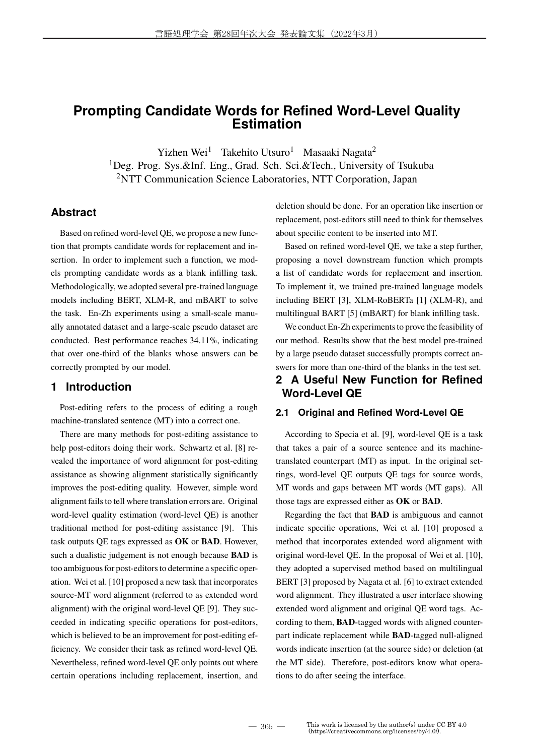# Prompting Candidate Words for Refined Word-Level Quality Estimation

Yizhen Wei[1] Takehito Utsuro[1] Masaaki Nagata[2]

[1]Deg. Prog. Sys.&Inf. Eng., Grad. Sch. Sci.&Tech., University of Tsukuba

[2]NTT Communication Science Laboratories, NTT Corporation, Japan

## Abstract

Based on refined word-level QE, we propose a new function that prompts candidate words for replacement and insertion. In order to implement such a function, we models prompting candidate words as a blank infilling task. Methodologically, we adopted several pre-trained language models including BERT, XLM-R, and mBART to solve the task. En-Zh experiments using a small-scale manually annotated dataset and a large-scale pseudo dataset are conducted. Best performance reaches 34.11%, indicating that over one-third of the blanks whose answers can be correctly prompted by our model.

## 1 Introduction

Post-editing refers to the process of editing a rough machine-translated sentence (MT) into a correct one.

There are many methods for post-editing assistance to help post-editors doing their work. Schwartz et al. [8] revealed the importance of word alignment for post-editing assistance as showing alignment statistically significantly improves the post-editing quality. However, simple word alignment fails to tell where translation errors are. Original word-level quality estimation (word-level QE) is another traditional method for post-editing assistance [9]. This task outputs QE tags expressed as **OK** or **BAD**. However, such a dualistic judgement is not enough because **BAD** is too ambiguous for post-editors to determine a specific operation. Wei et al. [10] proposed a new task that incorporates source-MT word alignment (referred to as extended word alignment) with the original word-level QE [9]. They succeeded in indicating specific operations for post-editors, which is believed to be an improvement for post-editing efficiency. We consider their task as refined word-level QE. Nevertheless, refined word-level QE only points out where certain operations including replacement, insertion, and deletion should be done. For an operation like insertion or replacement, post-editors still need to think for themselves about specific content to be inserted into MT.

Based on refined word-level QE, we take a step further, proposing a novel downstream function which prompts a list of candidate words for replacement and insertion. To implement it, we trained pre-trained language models including BERT [3], XLM-RoBERTa [1] (XLM-R), and multilingual BART [5] (mBART) for blank infilling task.

We conduct En-Zh experiments to prove the feasibility of our method. Results show that the best model pre-trained by a large pseudo dataset successfully prompts correct answers for more than one-third of the blanks in the test set.

## 2 A Useful New Function for Refined Word-Level QE

### 2.1 Original and Refined Word-Level QE

According to Specia et al. [9], word-level QE is a task that takes a pair of a source sentence and its machine-translated counterpart (MT) as input. In the original settings, word-level QE outputs QE tags for source words, MT words and gaps between MT words (MT gaps). All those tags are expressed either as **OK** or **BAD**.

Regarding the fact that **BAD** is ambiguous and cannot indicate specific operations, Wei et al. [10] proposed a method that incorporates extended word alignment with original word-level QE. In the proposal of Wei et al. [10], they adopted a supervised method based on multilingual BERT [3] proposed by Nagata et al. [6] to extract extended word alignment. They illustrated a user interface showing extended word alignment and original QE word tags. According to them, **BAD**-tagged words with aligned counterpart indicate replacement while **BAD**-tagged null-aligned words indicate insertion (at the source side) or deletion (at the MT side). Therefore, post-editors know what operations to do after seeing the interface.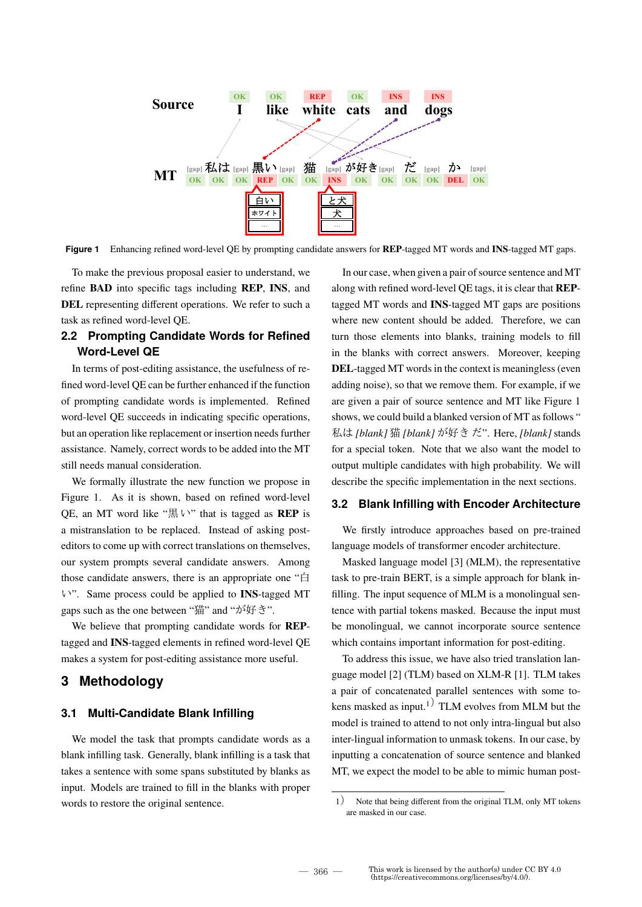Figure 1 Enhancing refined word-level QE by prompting candidate answers for **REP**-tagged MT words and **INS**-tagged MT gaps.

To make the previous proposal easier to understand, we refine **BAD** into specific tags including **REP**, **INS**, and **DEL** representing different operations. We refer to such a task as refined word-level QE.

### 2.2 Prompting Candidate Words for Refined Word-Level QE

In terms of post-editing assistance, the usefulness of refined word-level QE can be further enhanced if the function of prompting candidate words is implemented. Refined word-level QE succeeds in indicating specific operations, but an operation like replacement or insertion needs further assistance. Namely, correct words to be added into the MT still needs manual consideration.

We formally illustrate the new function we propose in Figure 1. As it is shown, based on refined word-level QE, an MT word like "黒い" that is tagged as **REP** is a mistranslation to be replaced. Instead of asking post-editors to come up with correct translations on themselves, our system prompts several candidate answers. Among those candidate answers, there is an appropriate one "白い". Same process could be applied to **INS**-tagged MT gaps such as the one between "猫" and "が好き".

We believe that prompting candidate words for **REP**-tagged and **INS**-tagged elements in refined word-level QE makes a system for post-editing assistance more useful.

## 3 Methodology

### 3.1 Multi-Candidate Blank Infilling

We model the task that prompts candidate words as a blank infilling task. Generally, blank infilling is a task that takes a sentence with some spans substituted by blanks as input. Models are trained to fill in the blanks with proper words to restore the original sentence.

In our case, when given a pair of source sentence and MT along with refined word-level QE tags, it is clear that **REP**-tagged MT words and **INS**-tagged MT gaps are positions where new content should be added. Therefore, we can turn those elements into blanks, training models to fill in the blanks with correct answers. Moreover, keeping **DEL**-tagged MT words in the context is meaningless (even adding noise), so that we remove them. For example, if we are given a pair of source sentence and MT like Figure 1 shows, we could build a blanked version of MT as follows "私は *[blank]* 猫 *[blank]* が好き だ". Here, *[blank]* stands for a special token. Note that we also want the model to output multiple candidates with high probability. We will describe the specific implementation in the next sections.

### 3.2 Blank Infilling with Encoder Architecture

We firstly introduce approaches based on pre-trained language models of transformer encoder architecture.

Masked language model [3] (MLM), the representative task to pre-train BERT, is a simple approach for blank infilling. The input sequence of MLM is a monolingual sentence with partial tokens masked. Because the input must be monolingual, we cannot incorporate source sentence which contains important information for post-editing.

To address this issue, we have also tried translation language model [2] (TLM) based on XLM-R [1]. TLM takes a pair of concatenated parallel sentences with some tokens masked as input.[1] TLM evolves from MLM but the model is trained to attend to not only intra-lingual but also inter-lingual information to unmask tokens. In our case, by inputting a concatenation of source sentence and blanked MT, we expect the model to be able to mimic human post-

1) Note that being different from the original TLM, only MT tokens are masked in our case.

This work is licensed by the author(s) under CC BY 4.0 (https://creativecommons.org/licenses/by/4.0/).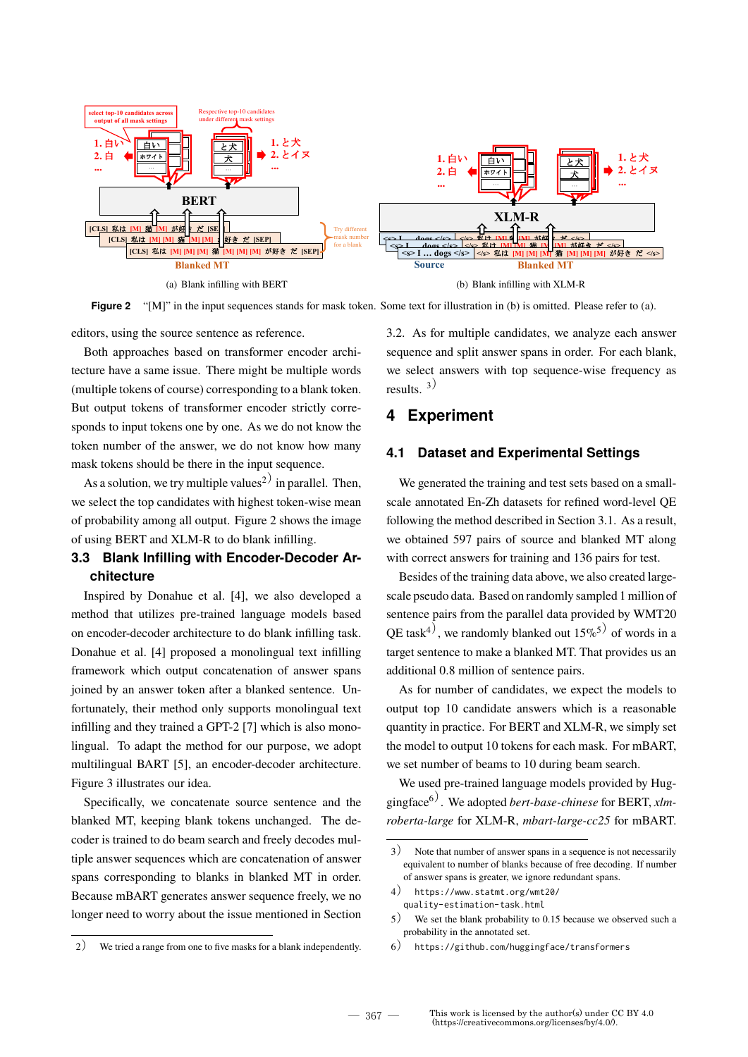(a) Blank infilling with BERT

(b) Blank infilling with XLM-R

**Figure 2** "[M]" in the input sequences stands for mask token. Some text for illustration in (b) is omitted. Please refer to (a).

editors, using the source sentence as reference.

Both approaches based on transformer encoder architecture have a same issue. There might be multiple words (multiple tokens of course) corresponding to a blank token. But output tokens of transformer encoder strictly corresponds to input tokens one by one. As we do not know the token number of the answer, we do not know how many mask tokens should be there in the input sequence.

As a solution, we try multiple values[2] in parallel. Then, we select the top candidates with highest token-wise mean of probability among all output. Figure 2 shows the image of using BERT and XLM-R to do blank infilling.

### 3.3 Blank Infilling with Encoder-Decoder Architecture

Inspired by Donahue et al. [4], we also developed a method that utilizes pre-trained language models based on encoder-decoder architecture to do blank infilling task. Donahue et al. [4] proposed a monolingual text infilling framework which output concatenation of answer spans joined by an answer token after a blanked sentence. Unfortunately, their method only supports monolingual text infilling and they trained a GPT-2 [7] which is also monolingual. To adapt the method for our purpose, we adopt multilingual BART [5], an encoder-decoder architecture. Figure 3 illustrates our idea.

Specifically, we concatenate source sentence and the blanked MT, keeping blank tokens unchanged. The decoder is trained to do beam search and freely decodes multiple answer sequences which are concatenation of answer spans corresponding to blanks in blanked MT in order. Because mBART generates answer sequence freely, we no longer need to worry about the issue mentioned in Section 3.2. As for multiple candidates, we analyze each answer sequence and split answer spans in order. For each blank, we select answers with top sequence-wise frequency as results. [3]

## 4 Experiment

### 4.1 Dataset and Experimental Settings

We generated the training and test sets based on a small-scale annotated En-Zh datasets for refined word-level QE following the method described in Section 3.1. As a result, we obtained 597 pairs of source and blanked MT along with correct answers for training and 136 pairs for test.

Besides of the training data above, we also created large-scale pseudo data. Based on randomly sampled 1 million of sentence pairs from the parallel data provided by WMT20 QE task[4], we randomly blanked out 15%[5] of words in a target sentence to make a blanked MT. That provides us an additional 0.8 million of sentence pairs.

As for number of candidates, we expect the models to output top 10 candidate answers which is a reasonable quantity in practice. For BERT and XLM-R, we simply set the model to output 10 tokens for each mask. For mBART, we set number of beams to 10 during beam search.

We used pre-trained language models provided by Huggingface[6]. We adopted *bert-base-chinese* for BERT, *xlm-roberta-large* for XLM-R, *mbart-large-cc25* for mBART.

2) We tried a range from one to five masks for a blank independently.

3) Note that number of answer spans in a sequence is not necessarily equivalent to number of blanks because of free decoding. If number of answer spans is greater, we ignore redundant spans.

4) `https://www.statmt.org/wmt20/quality-estimation-task.html`

5) We set the blank probability to 0.15 because we observed such a probability in the annotated set.

6) `https://github.com/huggingface/transformers`

This work is licensed by the author(s) under CC BY 4.0 (https://creativecommons.org/licenses/by/4.0/).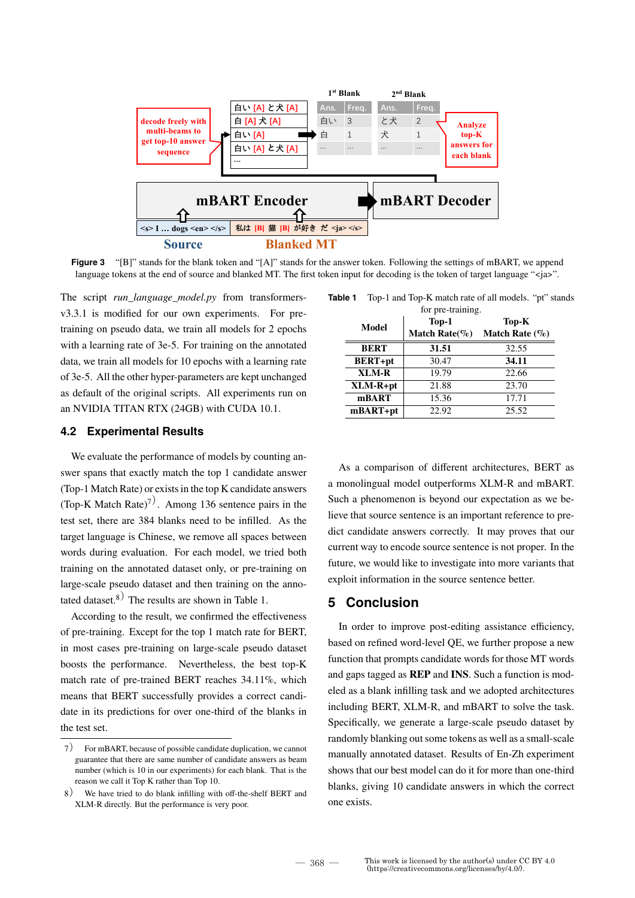decode freely with multi-beams to get top-10 answer sequence

| |
|---|
| 白い [A] と犬 [A] |
| 白 [A] 犬 [A] |
| 白い [A] |
| 白い [A] と犬 [A] |
| … |

1st Blank

| Ans. | Freq. |
|---|---|
| 白い | 3 |
| 白 | 1 |
| … | … |

2nd Blank

| Ans. | Freq. |
|---|---|
| と犬 | 2 |
| 犬 | 1 |
| … | … |

Analyze top-K answers for each blank

mBART Encoder → mBART Decoder

Source: <s> I … dogs <en> </s>

Blanked MT: 私は [B] 猫 [B] が好き だ <ja> </s>

**Figure 3** "[B]" stands for the blank token and "[A]" stands for the answer token. Following the settings of mBART, we append language tokens at the end of source and blanked MT. The first token input for decoding is the token of target language "<ja>".

The script *run_language_model.py* from transformers-v3.3.1 is modified for our own experiments. For pre-training on pseudo data, we train all models for 2 epochs with a learning rate of 3e-5. For training on the annotated data, we train all models for 10 epochs with a learning rate of 3e-5. All the other hyper-parameters are kept unchanged as default of the original scripts. All experiments run on an NVIDIA TITAN RTX (24GB) with CUDA 10.1.

## 4.2 Experimental Results

We evaluate the performance of models by counting answer spans that exactly match the top 1 candidate answer (Top-1 Match Rate) or exists in the top K candidate answers (Top-K Match Rate)[7]. Among 136 sentence pairs in the test set, there are 384 blanks need to be infilled. As the target language is Chinese, we remove all spaces between words during evaluation. For each model, we tried both training on the annotated dataset only, or pre-training on large-scale pseudo dataset and then training on the annotated dataset.[8] The results are shown in Table 1.

According to the result, we confirmed the effectiveness of pre-training. Except for the top 1 match rate for BERT, in most cases pre-training on large-scale pseudo dataset boosts the performance. Nevertheless, the best top-K match rate of pre-trained BERT reaches 34.11%, which means that BERT successfully provides a correct candidate in its predictions for over one-third of the blanks in the test set.

**Table 1** Top-1 and Top-K match rate of all models. "pt" stands for pre-training.

| Model | Top-1 Match Rate(%) | Top-K Match Rate (%) |
|---|---|---|
| **BERT** | **31.51** | 32.55 |
| **BERT+pt** | 30.47 | **34.11** |
| **XLM-R** | 19.79 | 22.66 |
| **XLM-R+pt** | 21.88 | 23.70 |
| **mBART** | 15.36 | 17.71 |
| **mBART+pt** | 22.92 | 25.52 |

As a comparison of different architectures, BERT as a monolingual model outperforms XLM-R and mBART. Such a phenomenon is beyond our expectation as we believe that source sentence is an important reference to predict candidate answers correctly. It may proves that our current way to encode source sentence is not proper. In the future, we would like to investigate into more variants that exploit information in the source sentence better.

# 5 Conclusion

In order to improve post-editing assistance efficiency, based on refined word-level QE, we further propose a new function that prompts candidate words for those MT words and gaps tagged as **REP** and **INS**. Such a function is modeled as a blank infilling task and we adopted architectures including BERT, XLM-R, and mBART to solve the task. Specifically, we generate a large-scale pseudo dataset by randomly blanking out some tokens as well as a small-scale manually annotated dataset. Results of En-Zh experiment shows that our best model can do it for more than one-third blanks, giving 10 candidate answers in which the correct one exists.

---

7) For mBART, because of possible candidate duplication, we cannot guarantee that there are same number of candidate answers as beam number (which is 10 in our experiments) for each blank. That is the reason we call it Top K rather than Top 10.

8) We have tried to do blank infilling with off-the-shelf BERT and XLM-R directly. But the performance is very poor.

This work is licensed by the author(s) under CC BY 4.0 (https://creativecommons.org/licenses/by/4.0/).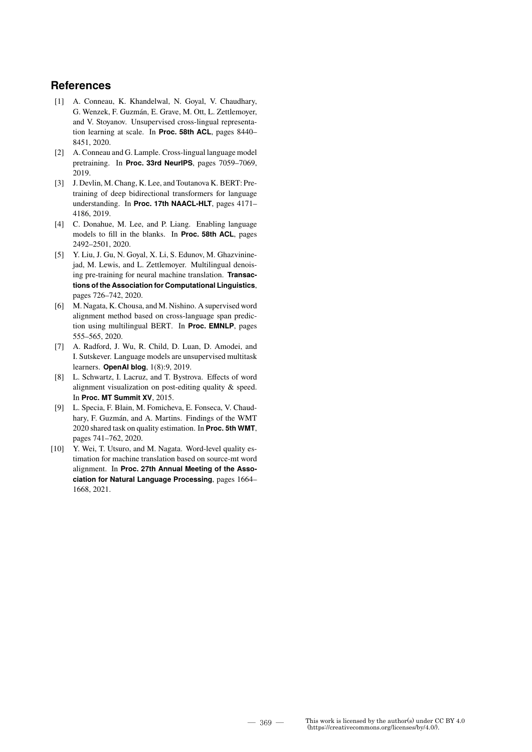## References

[1] A. Conneau, K. Khandelwal, N. Goyal, V. Chaudhary, G. Wenzek, F. Guzmán, E. Grave, M. Ott, L. Zettlemoyer, and V. Stoyanov. Unsupervised cross-lingual representation learning at scale. In **Proc. 58th ACL**, pages 8440–8451, 2020.

[2] A. Conneau and G. Lample. Cross-lingual language model pretraining. In **Proc. 33rd NeurIPS**, pages 7059–7069, 2019.

[3] J. Devlin, M. Chang, K. Lee, and Toutanova K. BERT: Pre-training of deep bidirectional transformers for language understanding. In **Proc. 17th NAACL-HLT**, pages 4171–4186, 2019.

[4] C. Donahue, M. Lee, and P. Liang. Enabling language models to fill in the blanks. In **Proc. 58th ACL**, pages 2492–2501, 2020.

[5] Y. Liu, J. Gu, N. Goyal, X. Li, S. Edunov, M. Ghazvininejad, M. Lewis, and L. Zettlemoyer. Multilingual denoising pre-training for neural machine translation. **Transactions of the Association for Computational Linguistics**, pages 726–742, 2020.

[6] M. Nagata, K. Chousa, and M. Nishino. A supervised word alignment method based on cross-language span prediction using multilingual BERT. In **Proc. EMNLP**, pages 555–565, 2020.

[7] A. Radford, J. Wu, R. Child, D. Luan, D. Amodei, and I. Sutskever. Language models are unsupervised multitask learners. **OpenAI blog**, 1(8):9, 2019.

[8] L. Schwartz, I. Lacruz, and T. Bystrova. Effects of word alignment visualization on post-editing quality & speed. In **Proc. MT Summit XV**, 2015.

[9] L. Specia, F. Blain, M. Fomicheva, E. Fonseca, V. Chaudhary, F. Guzmán, and A. Martins. Findings of the WMT 2020 shared task on quality estimation. In **Proc. 5th WMT**, pages 741–762, 2020.

[10] Y. Wei, T. Utsuro, and M. Nagata. Word-level quality estimation for machine translation based on source-mt word alignment. In **Proc. 27th Annual Meeting of the Association for Natural Language Processing**, pages 1664–1668, 2021.

This work is licensed by the author(s) under CC BY 4.0 (https://creativecommons.org/licenses/by/4.0/).